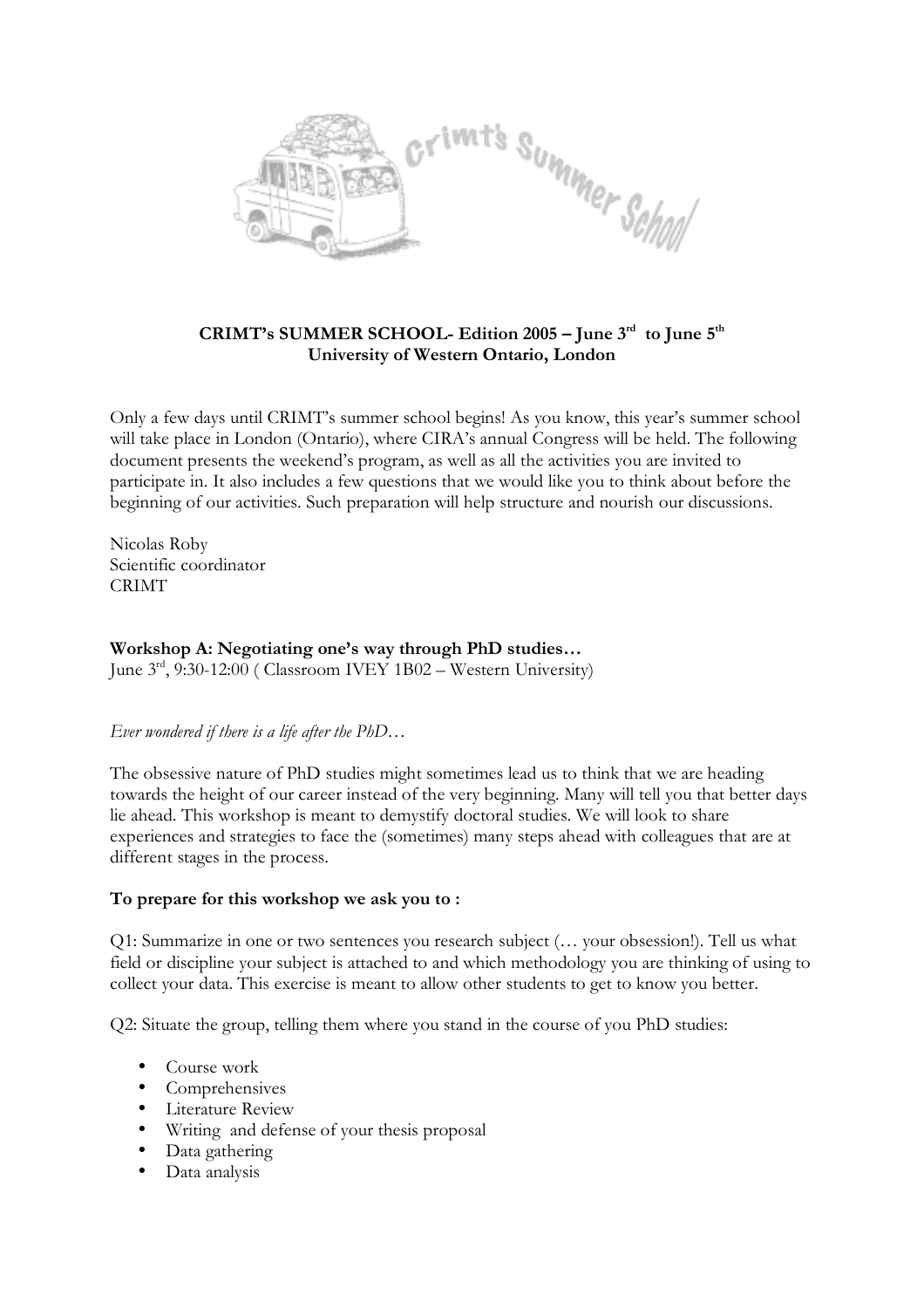**CRIMT's SUMMER SCHOOL- Edition 2005 – June 3rd to June 5th**
**University of Western Ontario, London**

Only a few days until CRIMT's summer school begins! As you know, this year's summer school will take place in London (Ontario), where CIRA's annual Congress will be held. The following document presents the weekend's program, as well as all the activities you are invited to participate in. It also includes a few questions that we would like you to think about before the beginning of our activities. Such preparation will help structure and nourish our discussions.

Nicolas Roby
Scientific coordinator
CRIMT

**Workshop A: Negotiating one's way through PhD studies…**
June 3rd, 9:30-12:00 ( Classroom IVEY 1B02 – Western University)

*Ever wondered if there is a life after the PhD…*

The obsessive nature of PhD studies might sometimes lead us to think that we are heading towards the height of our career instead of the very beginning. Many will tell you that better days lie ahead. This workshop is meant to demystify doctoral studies. We will look to share experiences and strategies to face the (sometimes) many steps ahead with colleagues that are at different stages in the process.

**To prepare for this workshop we ask you to :**

Q1: Summarize in one or two sentences you research subject (… your obsession!). Tell us what field or discipline your subject is attached to and which methodology you are thinking of using to collect your data. This exercise is meant to allow other students to get to know you better.

Q2: Situate the group, telling them where you stand in the course of you PhD studies:

- Course work
- Comprehensives
- Literature Review
- Writing and defense of your thesis proposal
- Data gathering
- Data analysis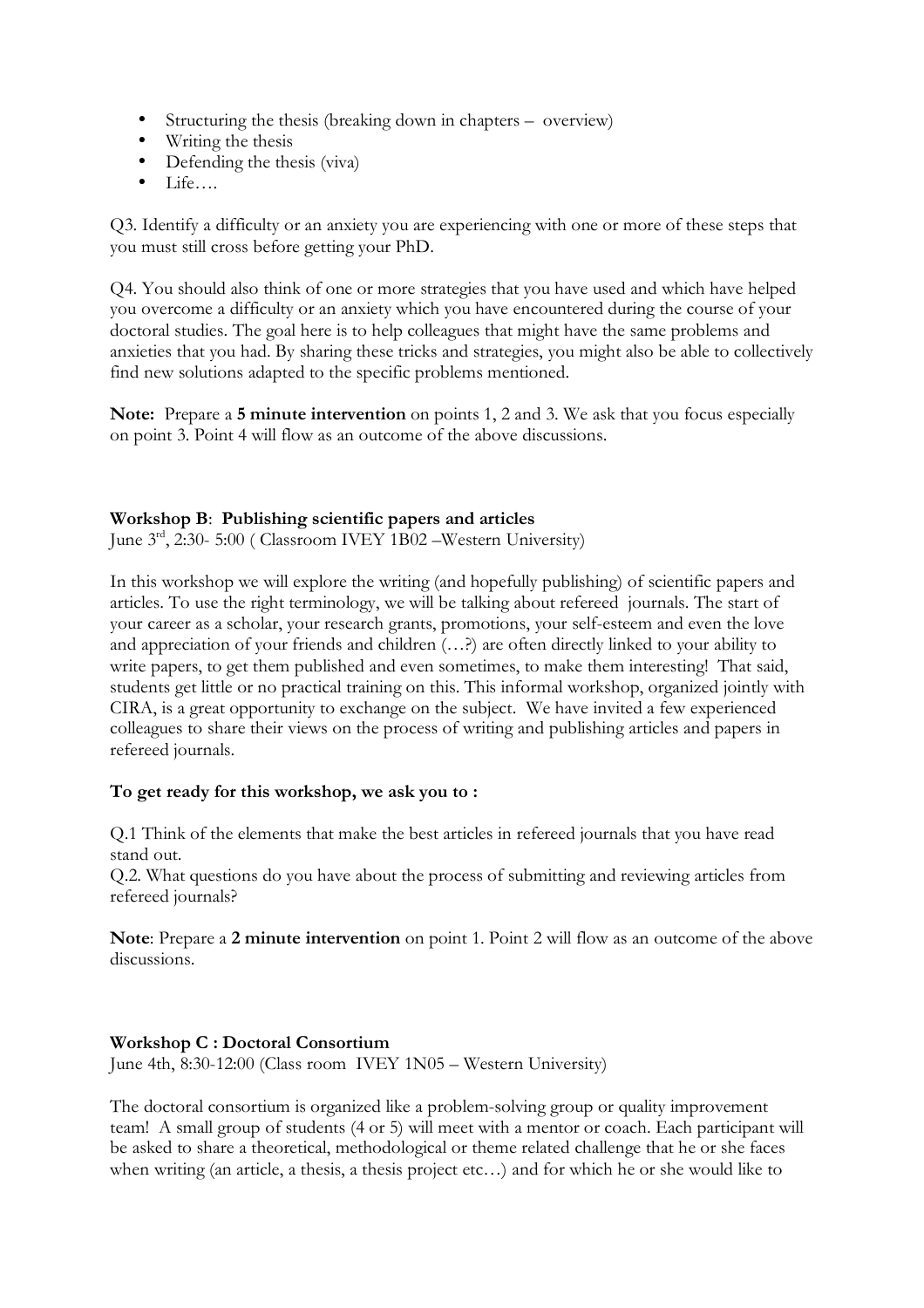- Structuring the thesis (breaking down in chapters – overview)
- Writing the thesis
- Defending the thesis (viva)
- Life….

Q3. Identify a difficulty or an anxiety you are experiencing with one or more of these steps that you must still cross before getting your PhD.

Q4. You should also think of one or more strategies that you have used and which have helped you overcome a difficulty or an anxiety which you have encountered during the course of your doctoral studies. The goal here is to help colleagues that might have the same problems and anxieties that you had. By sharing these tricks and strategies, you might also be able to collectively find new solutions adapted to the specific problems mentioned.

**Note:** Prepare a **5 minute intervention** on points 1, 2 and 3. We ask that you focus especially on point 3. Point 4 will flow as an outcome of the above discussions.

**Workshop B**: **Publishing scientific papers and articles**
June 3rd, 2:30- 5:00 ( Classroom IVEY 1B02 –Western University)

In this workshop we will explore the writing (and hopefully publishing) of scientific papers and articles. To use the right terminology, we will be talking about refereed journals. The start of your career as a scholar, your research grants, promotions, your self-esteem and even the love and appreciation of your friends and children (…?) are often directly linked to your ability to write papers, to get them published and even sometimes, to make them interesting! That said, students get little or no practical training on this. This informal workshop, organized jointly with CIRA, is a great opportunity to exchange on the subject. We have invited a few experienced colleagues to share their views on the process of writing and publishing articles and papers in refereed journals.

**To get ready for this workshop, we ask you to :**

Q.1 Think of the elements that make the best articles in refereed journals that you have read stand out.
Q.2. What questions do you have about the process of submitting and reviewing articles from refereed journals?

**Note**: Prepare a **2 minute intervention** on point 1. Point 2 will flow as an outcome of the above discussions.

**Workshop C : Doctoral Consortium**
June 4th, 8:30-12:00 (Class room IVEY 1N05 – Western University)

The doctoral consortium is organized like a problem-solving group or quality improvement team! A small group of students (4 or 5) will meet with a mentor or coach. Each participant will be asked to share a theoretical, methodological or theme related challenge that he or she faces when writing (an article, a thesis, a thesis project etc…) and for which he or she would like to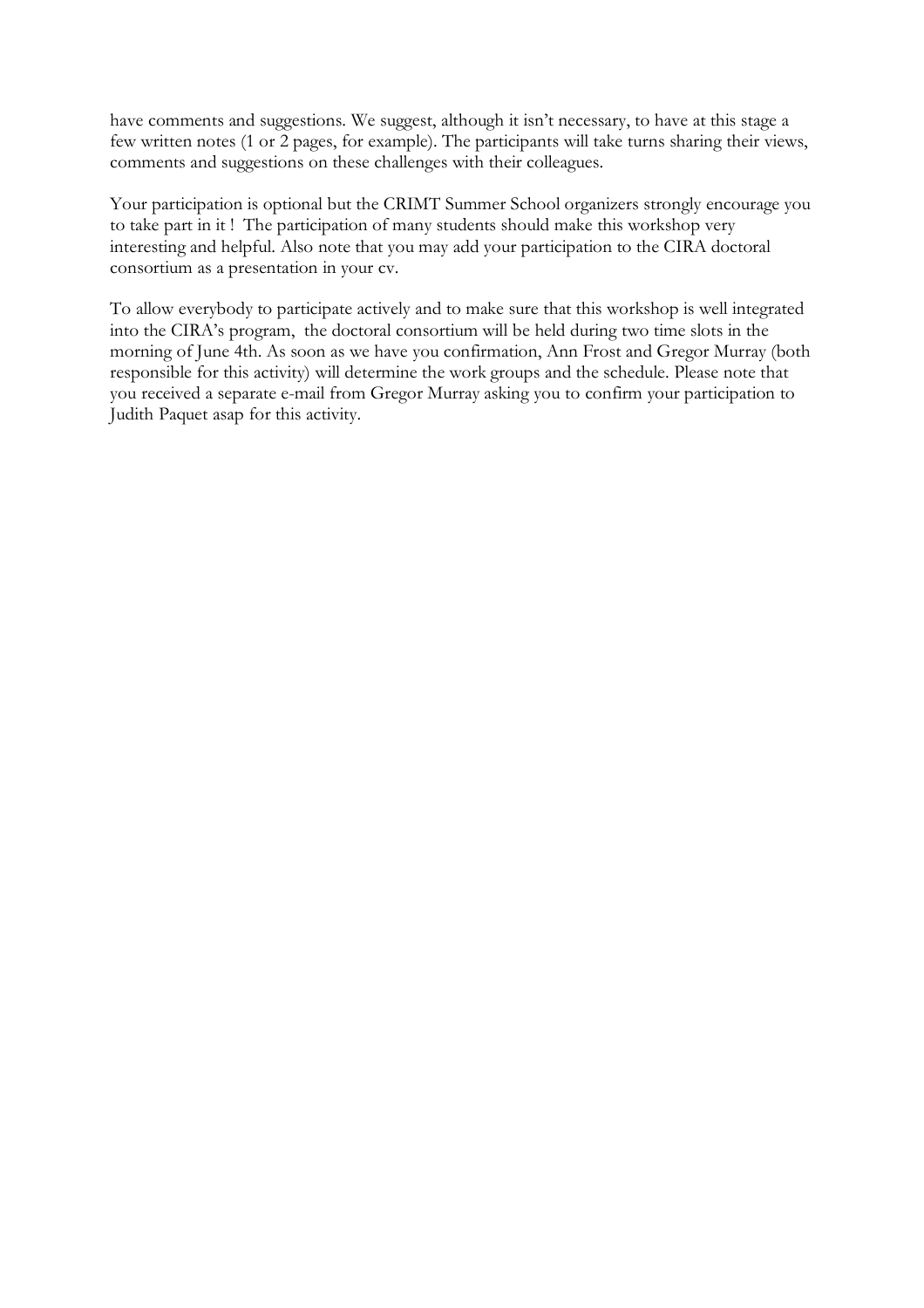have comments and suggestions. We suggest, although it isn't necessary, to have at this stage a few written notes (1 or 2 pages, for example). The participants will take turns sharing their views, comments and suggestions on these challenges with their colleagues.

Your participation is optional but the CRIMT Summer School organizers strongly encourage you to take part in it ! The participation of many students should make this workshop very interesting and helpful. Also note that you may add your participation to the CIRA doctoral consortium as a presentation in your cv.

To allow everybody to participate actively and to make sure that this workshop is well integrated into the CIRA's program, the doctoral consortium will be held during two time slots in the morning of June 4th. As soon as we have you confirmation, Ann Frost and Gregor Murray (both responsible for this activity) will determine the work groups and the schedule. Please note that you received a separate e-mail from Gregor Murray asking you to confirm your participation to Judith Paquet asap for this activity.